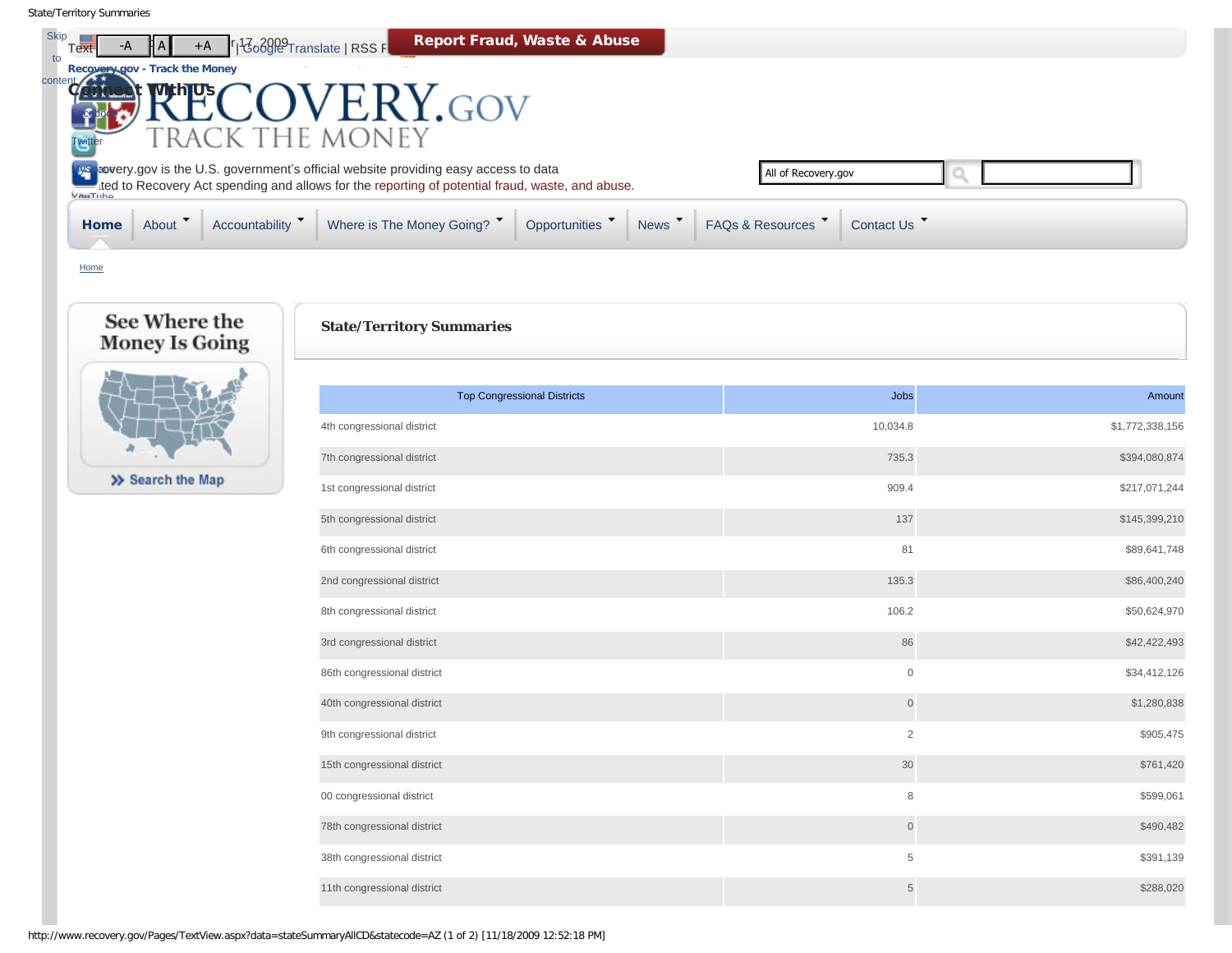Skip to content

Text -A A +A | Google Translate | RSS

**Report Fraud, Waste & Abuse**

Recovery.gov - Track the Money

Connect With Us

Facebook

Twitter

MySpace

YouTube

# RECOVERY.GOV TRACK THE MONEY

Recovery.gov is the U.S. government's official website providing easy access to data related to Recovery Act spending and allows for the reporting of potential fraud, waste, and abuse.

All of Recovery.gov

Home | About | Accountability | Where is The Money Going? | Opportunities | News | FAQs & Resources | Contact Us

Home

**See Where the Money Is Going**

Search the Map

## State/Territory Summaries

| Top Congressional Districts | Jobs | Amount |
|---|---|---|
| 4th congressional district | 10,034.8 | $1,772,338,156 |
| 7th congressional district | 735.3 | $394,080,874 |
| 1st congressional district | 909.4 | $217,071,244 |
| 5th congressional district | 137 | $145,399,210 |
| 6th congressional district | 81 | $89,641,748 |
| 2nd congressional district | 135.3 | $86,400,240 |
| 8th congressional district | 106.2 | $50,624,970 |
| 3rd congressional district | 86 | $42,422,493 |
| 86th congressional district | 0 | $34,412,126 |
| 40th congressional district | 0 | $1,280,838 |
| 9th congressional district | 2 | $905,475 |
| 15th congressional district | 30 | $761,420 |
| 00 congressional district | 8 | $599,061 |
| 78th congressional district | 0 | $490,482 |
| 38th congressional district | 5 | $391,139 |
| 11th congressional district | 5 | $288,020 |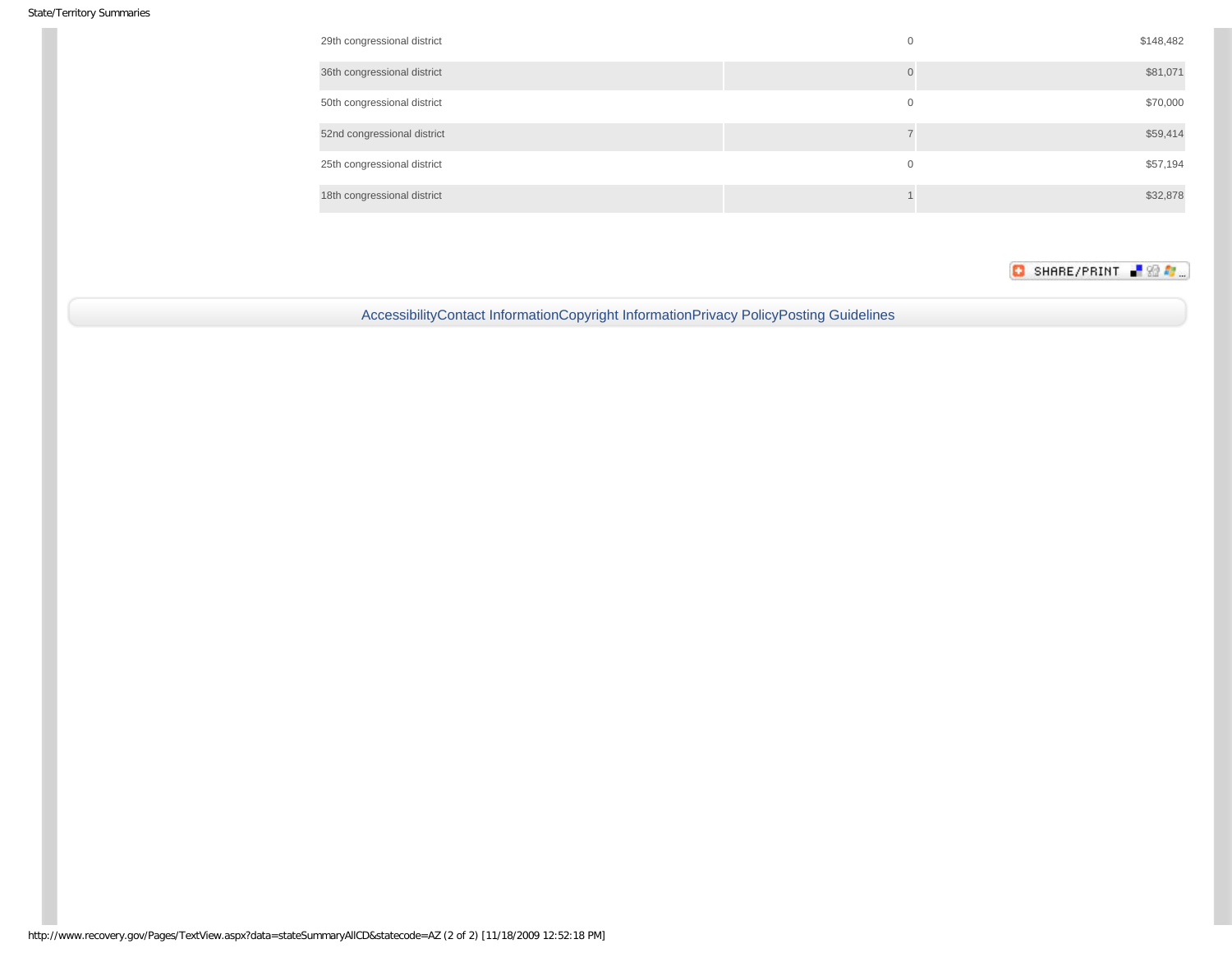| | | |
|---|---|---|
| 29th congressional district | 0 | $148,482 |
| 36th congressional district | 0 | $81,071 |
| 50th congressional district | 0 | $70,000 |
| 52nd congressional district | 7 | $59,414 |
| 25th congressional district | 0 | $57,194 |
| 18th congressional district | 1 | $32,878 |

SHARE/PRINT

Accessibility Contact Information Copyright Information Privacy Policy Posting Guidelines